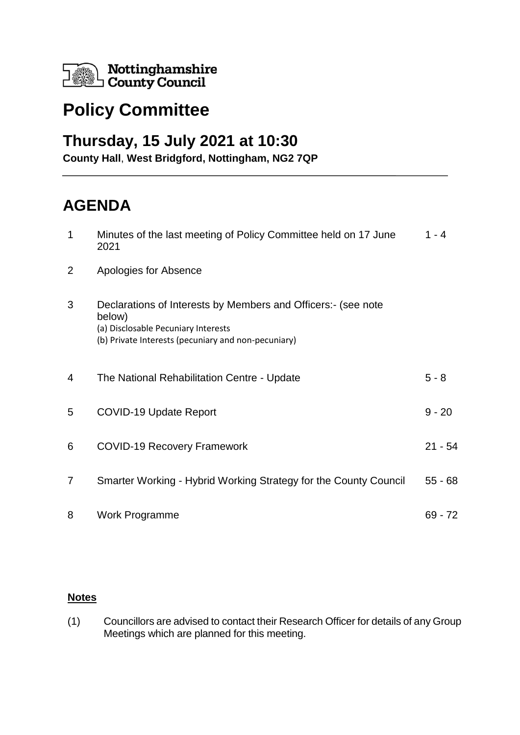Nottinghamshire County Council

# Policy Committee

## Thursday, 15 July 2021 at 10:30

**County Hall**, **West Bridgford, Nottingham, NG2 7QP**

# AGENDA

| | | |
|---|---|---|
| 1 | Minutes of the last meeting of Policy Committee held on 17 June 2021 | 1 - 4 |
| 2 | Apologies for Absence | |
| 3 | Declarations of Interests by Members and Officers:- (see note below)<br>(a) Disclosable Pecuniary Interests<br>(b) Private Interests (pecuniary and non-pecuniary) | |
| 4 | The National Rehabilitation Centre - Update | 5 - 8 |
| 5 | COVID-19 Update Report | 9 - 20 |
| 6 | COVID-19 Recovery Framework | 21 - 54 |
| 7 | Smarter Working - Hybrid Working Strategy for the County Council | 55 - 68 |
| 8 | Work Programme | 69 - 72 |

**Notes**

(1) Councillors are advised to contact their Research Officer for details of any Group Meetings which are planned for this meeting.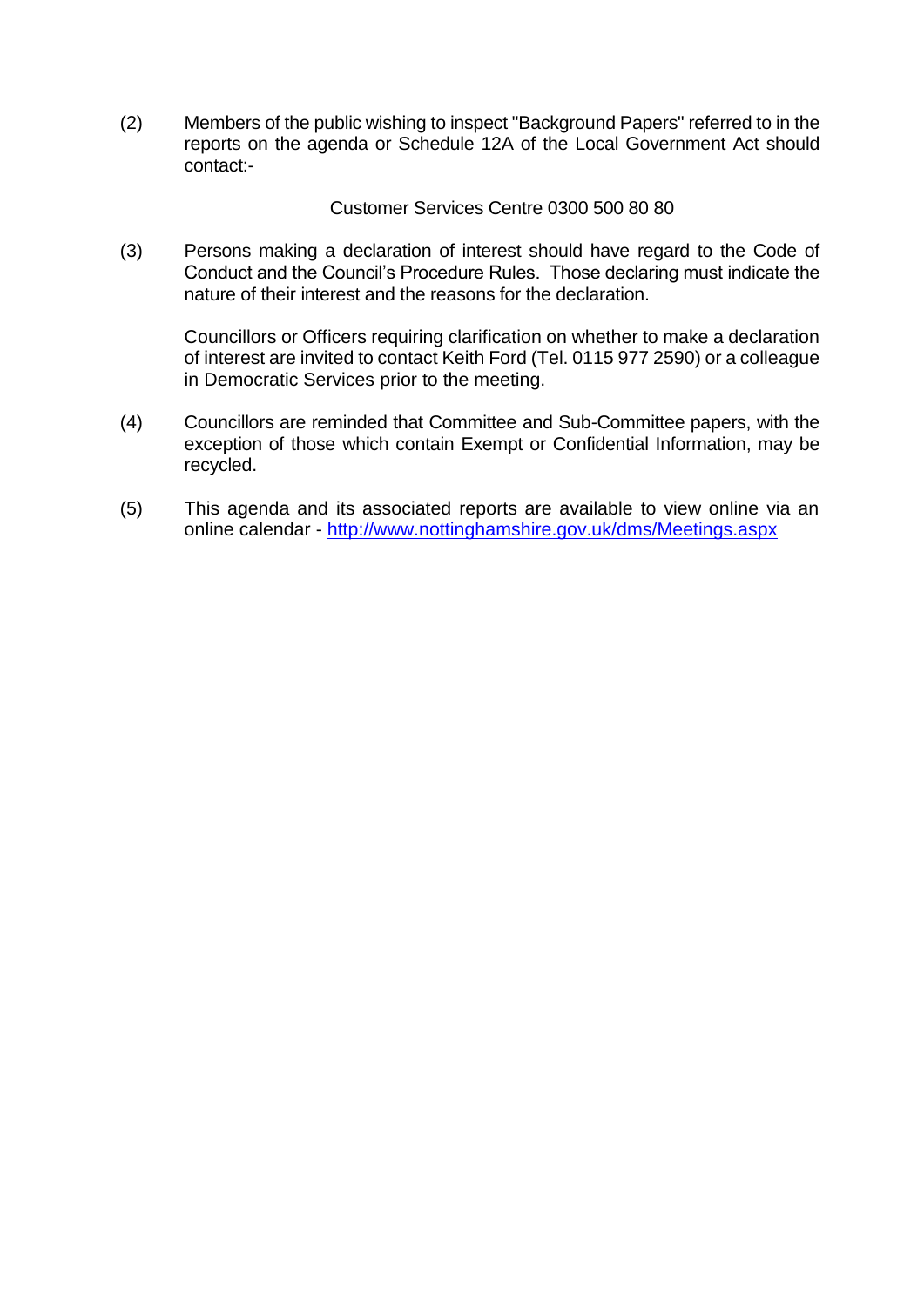(2) Members of the public wishing to inspect "Background Papers" referred to in the reports on the agenda or Schedule 12A of the Local Government Act should contact:-

Customer Services Centre 0300 500 80 80

(3) Persons making a declaration of interest should have regard to the Code of Conduct and the Council's Procedure Rules. Those declaring must indicate the nature of their interest and the reasons for the declaration.

Councillors or Officers requiring clarification on whether to make a declaration of interest are invited to contact Keith Ford (Tel. 0115 977 2590) or a colleague in Democratic Services prior to the meeting.

(4) Councillors are reminded that Committee and Sub-Committee papers, with the exception of those which contain Exempt or Confidential Information, may be recycled.

(5) This agenda and its associated reports are available to view online via an online calendar - [http://www.nottinghamshire.gov.uk/dms/Meetings.aspx](http://www.nottinghamshire.gov.uk/dms/Meetings.aspx)